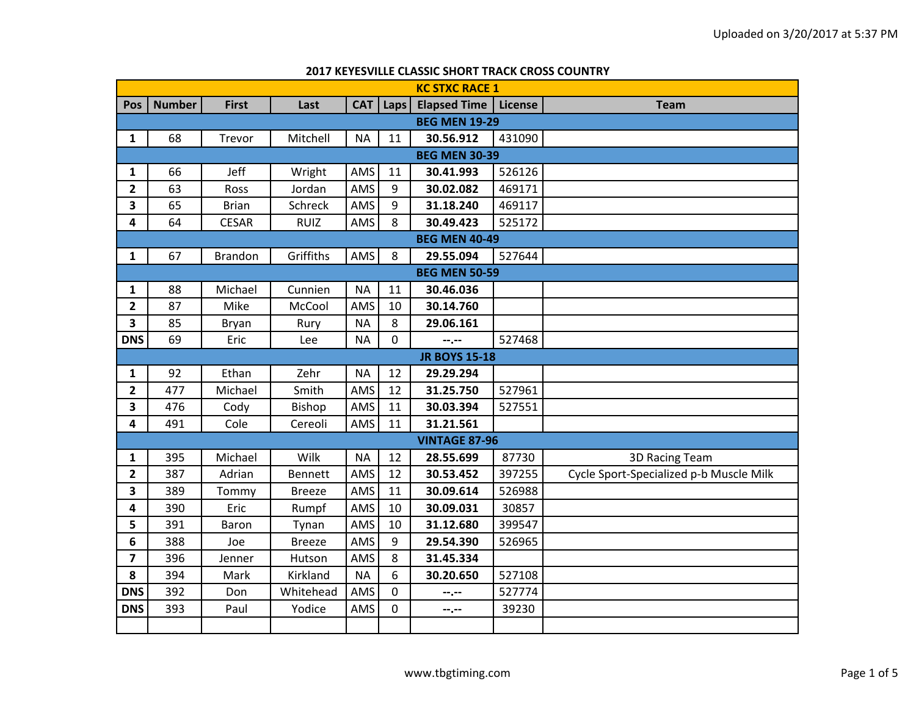## 2017 KEYESVILLE CLASSIC SHORT TRACK CROSS COUNTRY

| KC STXC RACE 1 | | | | | | | | |
|---|---|---|---|---|---|---|---|---|
| **Pos** | **Number** | **First** | **Last** | **CAT** | **Laps** | **Elapsed Time** | **License** | **Team** |
| **BEG MEN 19-29** | | | | | | | | |
| **1** | 68 | Trevor | Mitchell | NA | 11 | **30.56.912** | 431090 | |
| **BEG MEN 30-39** | | | | | | | | |
| **1** | 66 | Jeff | Wright | AMS | 11 | **30.41.993** | 526126 | |
| **2** | 63 | Ross | Jordan | AMS | 9 | **30.02.082** | 469171 | |
| **3** | 65 | Brian | Schreck | AMS | 9 | **31.18.240** | 469117 | |
| **4** | 64 | CESAR | RUIZ | AMS | 8 | **30.49.423** | 525172 | |
| **BEG MEN 40-49** | | | | | | | | |
| **1** | 67 | Brandon | Griffiths | AMS | 8 | **29.55.094** | 527644 | |
| **BEG MEN 50-59** | | | | | | | | |
| **1** | 88 | Michael | Cunnien | NA | 11 | **30.46.036** | | |
| **2** | 87 | Mike | McCool | AMS | 10 | **30.14.760** | | |
| **3** | 85 | Bryan | Rury | NA | 8 | **29.06.161** | | |
| **DNS** | 69 | Eric | Lee | NA | 0 | **--.--** | 527468 | |
| **JR BOYS 15-18** | | | | | | | | |
| **1** | 92 | Ethan | Zehr | NA | 12 | **29.29.294** | | |
| **2** | 477 | Michael | Smith | AMS | 12 | **31.25.750** | 527961 | |
| **3** | 476 | Cody | Bishop | AMS | 11 | **30.03.394** | 527551 | |
| **4** | 491 | Cole | Cereoli | AMS | 11 | **31.21.561** | | |
| **VINTAGE 87-96** | | | | | | | | |
| **1** | 395 | Michael | Wilk | NA | 12 | **28.55.699** | 87730 | 3D Racing Team |
| **2** | 387 | Adrian | Bennett | AMS | 12 | **30.53.452** | 397255 | Cycle Sport-Specialized p-b Muscle Milk |
| **3** | 389 | Tommy | Breeze | AMS | 11 | **30.09.614** | 526988 | |
| **4** | 390 | Eric | Rumpf | AMS | 10 | **30.09.031** | 30857 | |
| **5** | 391 | Baron | Tynan | AMS | 10 | **31.12.680** | 399547 | |
| **6** | 388 | Joe | Breeze | AMS | 9 | **29.54.390** | 526965 | |
| **7** | 396 | Jenner | Hutson | AMS | 8 | **31.45.334** | | |
| **8** | 394 | Mark | Kirkland | NA | 6 | **30.20.650** | 527108 | |
| **DNS** | 392 | Don | Whitehead | AMS | 0 | **--.--** | 527774 | |
| **DNS** | 393 | Paul | Yodice | AMS | 0 | **--.--** | 39230 | |
| | | | | | | | | |

www.tbgtiming.com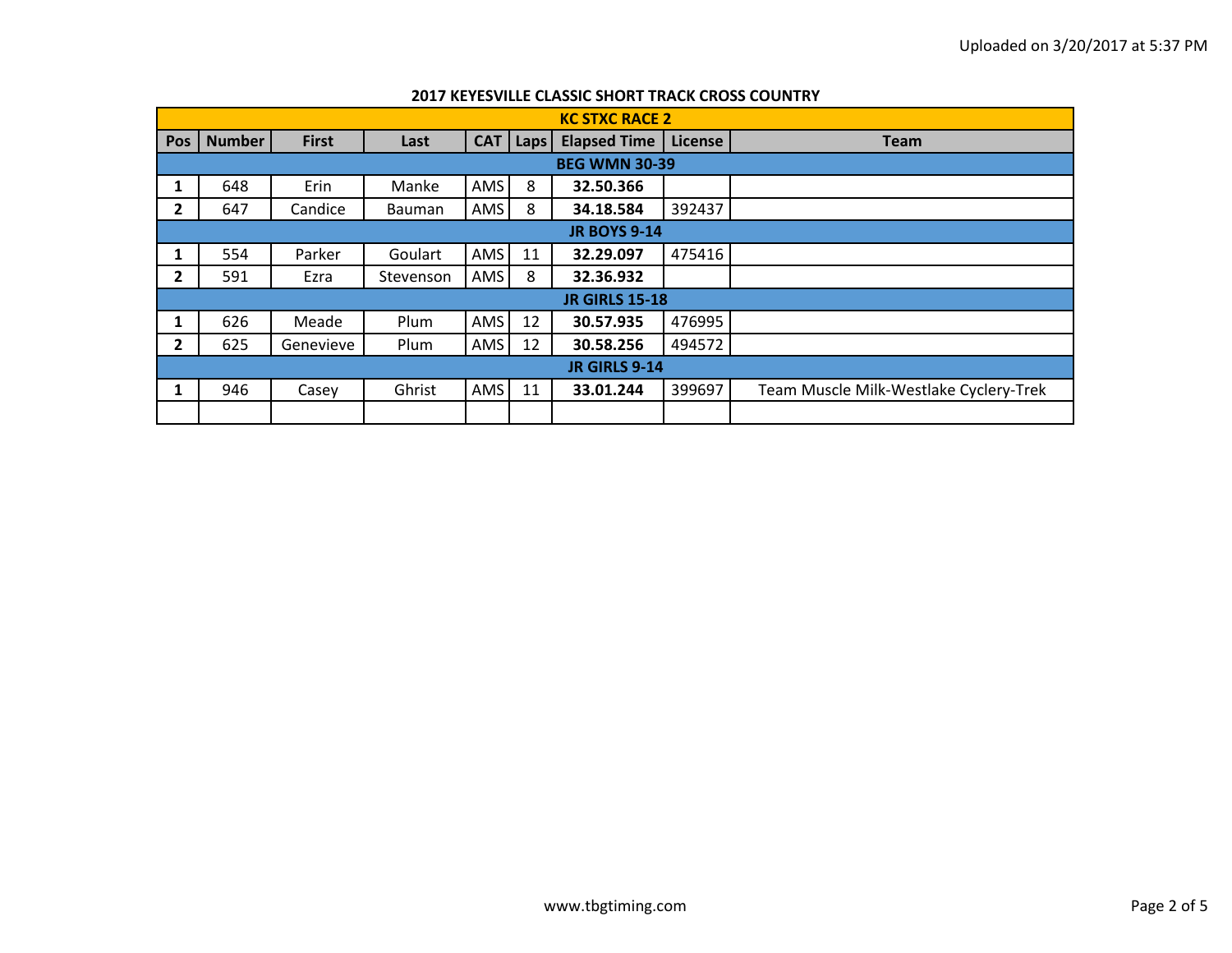## 2017 KEYESVILLE CLASSIC SHORT TRACK CROSS COUNTRY

| KC STXC RACE 2 | | | | | | | | |
|---|---|---|---|---|---|---|---|---|
| **Pos** | **Number** | **First** | **Last** | **CAT** | **Laps** | **Elapsed Time** | **License** | **Team** |
| **BEG WMN 30-39** | | | | | | | | |
| **1** | 648 | Erin | Manke | AMS | 8 | **32.50.366** | | |
| **2** | 647 | Candice | Bauman | AMS | 8 | **34.18.584** | 392437 | |
| **JR BOYS 9-14** | | | | | | | | |
| **1** | 554 | Parker | Goulart | AMS | 11 | **32.29.097** | 475416 | |
| **2** | 591 | Ezra | Stevenson | AMS | 8 | **32.36.932** | | |
| **JR GIRLS 15-18** | | | | | | | | |
| **1** | 626 | Meade | Plum | AMS | 12 | **30.57.935** | 476995 | |
| **2** | 625 | Genevieve | Plum | AMS | 12 | **30.58.256** | 494572 | |
| **JR GIRLS 9-14** | | | | | | | | |
| **1** | 946 | Casey | Ghrist | AMS | 11 | **33.01.244** | 399697 | Team Muscle Milk-Westlake Cyclery-Trek |
| | | | | | | | | |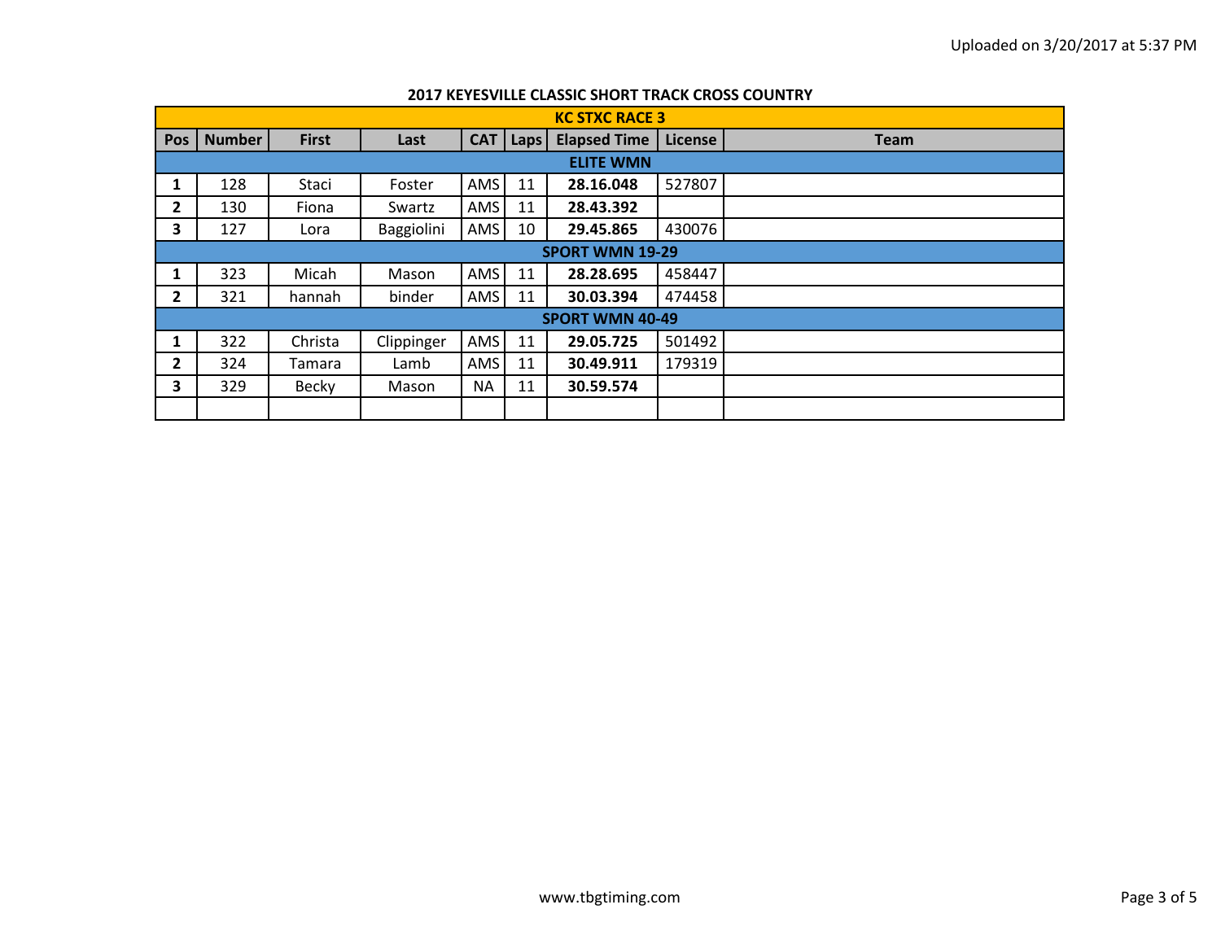## 2017 KEYESVILLE CLASSIC SHORT TRACK CROSS COUNTRY

| KC STXC RACE 3 | | | | | | | | |
|---|---|---|---|---|---|---|---|---|
| **Pos** | **Number** | **First** | **Last** | **CAT** | **Laps** | **Elapsed Time** | **License** | **Team** |
| **ELITE WMN** | | | | | | | | |
| **1** | 128 | Staci | Foster | AMS | 11 | **28.16.048** | 527807 | |
| **2** | 130 | Fiona | Swartz | AMS | 11 | **28.43.392** | | |
| **3** | 127 | Lora | Baggiolini | AMS | 10 | **29.45.865** | 430076 | |
| **SPORT WMN 19-29** | | | | | | | | |
| **1** | 323 | Micah | Mason | AMS | 11 | **28.28.695** | 458447 | |
| **2** | 321 | hannah | binder | AMS | 11 | **30.03.394** | 474458 | |
| **SPORT WMN 40-49** | | | | | | | | |
| **1** | 322 | Christa | Clippinger | AMS | 11 | **29.05.725** | 501492 | |
| **2** | 324 | Tamara | Lamb | AMS | 11 | **30.49.911** | 179319 | |
| **3** | 329 | Becky | Mason | NA | 11 | **30.59.574** | | |
| | | | | | | | | |

www.tbgtiming.com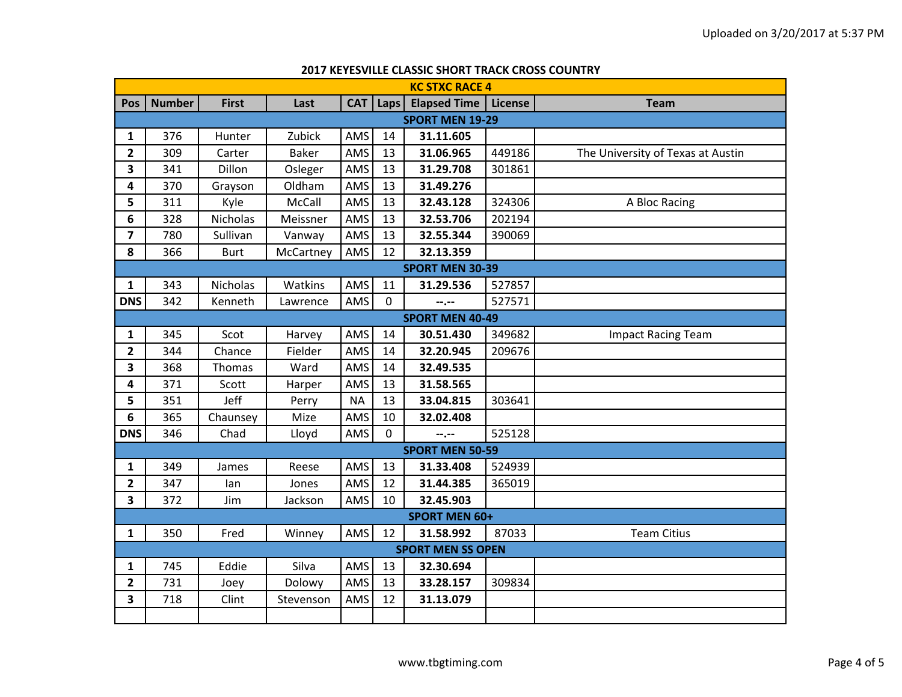## 2017 KEYESVILLE CLASSIC SHORT TRACK CROSS COUNTRY

| KC STXC RACE 4 | | | | | | | | |
|---|---|---|---|---|---|---|---|---|
| **Pos** | **Number** | **First** | **Last** | **CAT** | **Laps** | **Elapsed Time** | **License** | **Team** |
| **SPORT MEN 19-29** | | | | | | | | |
| **1** | 376 | Hunter | Zubick | AMS | 14 | **31.11.605** | | |
| **2** | 309 | Carter | Baker | AMS | 13 | **31.06.965** | 449186 | The University of Texas at Austin |
| **3** | 341 | Dillon | Osleger | AMS | 13 | **31.29.708** | 301861 | |
| **4** | 370 | Grayson | Oldham | AMS | 13 | **31.49.276** | | |
| **5** | 311 | Kyle | McCall | AMS | 13 | **32.43.128** | 324306 | A Bloc Racing |
| **6** | 328 | Nicholas | Meissner | AMS | 13 | **32.53.706** | 202194 | |
| **7** | 780 | Sullivan | Vanway | AMS | 13 | **32.55.344** | 390069 | |
| **8** | 366 | Burt | McCartney | AMS | 12 | **32.13.359** | | |
| **SPORT MEN 30-39** | | | | | | | | |
| **1** | 343 | Nicholas | Watkins | AMS | 11 | **31.29.536** | 527857 | |
| **DNS** | 342 | Kenneth | Lawrence | AMS | 0 | **--.--** | 527571 | |
| **SPORT MEN 40-49** | | | | | | | | |
| **1** | 345 | Scot | Harvey | AMS | 14 | **30.51.430** | 349682 | Impact Racing Team |
| **2** | 344 | Chance | Fielder | AMS | 14 | **32.20.945** | 209676 | |
| **3** | 368 | Thomas | Ward | AMS | 14 | **32.49.535** | | |
| **4** | 371 | Scott | Harper | AMS | 13 | **31.58.565** | | |
| **5** | 351 | Jeff | Perry | NA | 13 | **33.04.815** | 303641 | |
| **6** | 365 | Chaunsey | Mize | AMS | 10 | **32.02.408** | | |
| **DNS** | 346 | Chad | Lloyd | AMS | 0 | **--.--** | 525128 | |
| **SPORT MEN 50-59** | | | | | | | | |
| **1** | 349 | James | Reese | AMS | 13 | **31.33.408** | 524939 | |
| **2** | 347 | Ian | Jones | AMS | 12 | **31.44.385** | 365019 | |
| **3** | 372 | Jim | Jackson | AMS | 10 | **32.45.903** | | |
| **SPORT MEN 60+** | | | | | | | | |
| **1** | 350 | Fred | Winney | AMS | 12 | **31.58.992** | 87033 | Team Citius |
| **SPORT MEN SS OPEN** | | | | | | | | |
| **1** | 745 | Eddie | Silva | AMS | 13 | **32.30.694** | | |
| **2** | 731 | Joey | Dolowy | AMS | 13 | **33.28.157** | 309834 | |
| **3** | 718 | Clint | Stevenson | AMS | 12 | **31.13.079** | | |
| | | | | | | | | |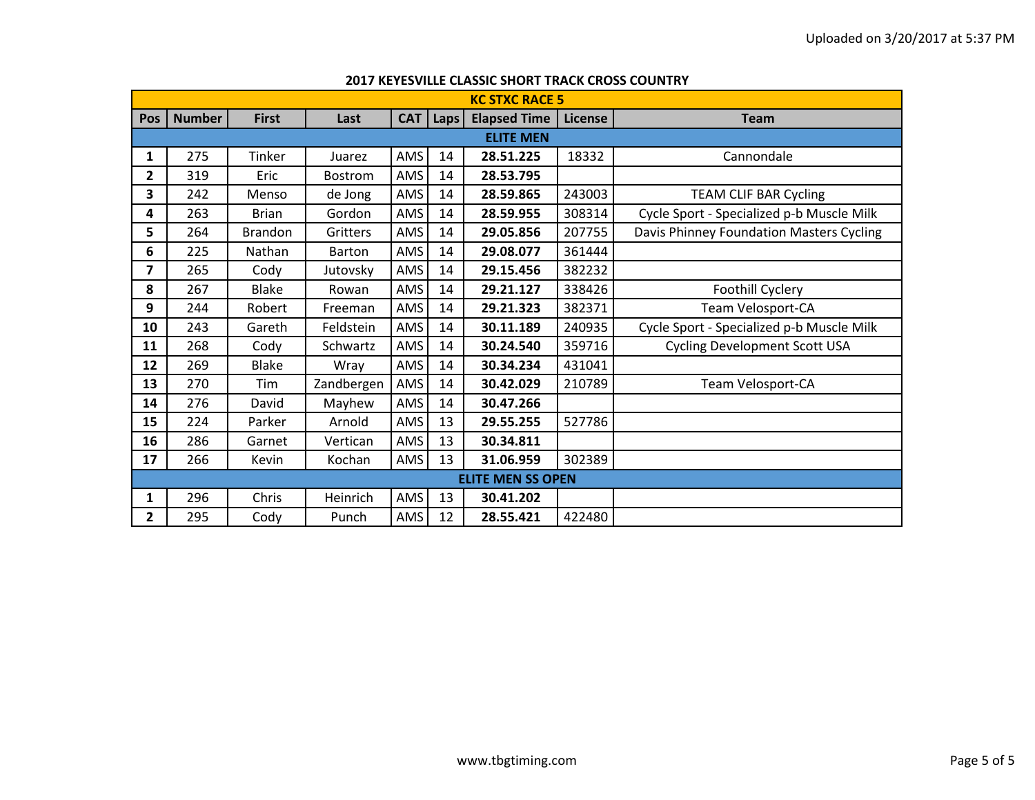## 2017 KEYESVILLE CLASSIC SHORT TRACK CROSS COUNTRY

| KC STXC RACE 5 | | | | | | | | |
|---|---|---|---|---|---|---|---|---|
| **Pos** | **Number** | **First** | **Last** | **CAT** | **Laps** | **Elapsed Time** | **License** | **Team** |
| **ELITE MEN** | | | | | | | | |
| **1** | 275 | Tinker | Juarez | AMS | 14 | **28.51.225** | 18332 | Cannondale |
| **2** | 319 | Eric | Bostrom | AMS | 14 | **28.53.795** | | |
| **3** | 242 | Menso | de Jong | AMS | 14 | **28.59.865** | 243003 | TEAM CLIF BAR Cycling |
| **4** | 263 | Brian | Gordon | AMS | 14 | **28.59.955** | 308314 | Cycle Sport - Specialized p-b Muscle Milk |
| **5** | 264 | Brandon | Gritters | AMS | 14 | **29.05.856** | 207755 | Davis Phinney Foundation Masters Cycling |
| **6** | 225 | Nathan | Barton | AMS | 14 | **29.08.077** | 361444 | |
| **7** | 265 | Cody | Jutovsky | AMS | 14 | **29.15.456** | 382232 | |
| **8** | 267 | Blake | Rowan | AMS | 14 | **29.21.127** | 338426 | Foothill Cyclery |
| **9** | 244 | Robert | Freeman | AMS | 14 | **29.21.323** | 382371 | Team Velosport-CA |
| **10** | 243 | Gareth | Feldstein | AMS | 14 | **30.11.189** | 240935 | Cycle Sport - Specialized p-b Muscle Milk |
| **11** | 268 | Cody | Schwartz | AMS | 14 | **30.24.540** | 359716 | Cycling Development Scott USA |
| **12** | 269 | Blake | Wray | AMS | 14 | **30.34.234** | 431041 | |
| **13** | 270 | Tim | Zandbergen | AMS | 14 | **30.42.029** | 210789 | Team Velosport-CA |
| **14** | 276 | David | Mayhew | AMS | 14 | **30.47.266** | | |
| **15** | 224 | Parker | Arnold | AMS | 13 | **29.55.255** | 527786 | |
| **16** | 286 | Garnet | Vertican | AMS | 13 | **30.34.811** | | |
| **17** | 266 | Kevin | Kochan | AMS | 13 | **31.06.959** | 302389 | |
| **ELITE MEN SS OPEN** | | | | | | | | |
| **1** | 296 | Chris | Heinrich | AMS | 13 | **30.41.202** | | |
| **2** | 295 | Cody | Punch | AMS | 12 | **28.55.421** | 422480 | |